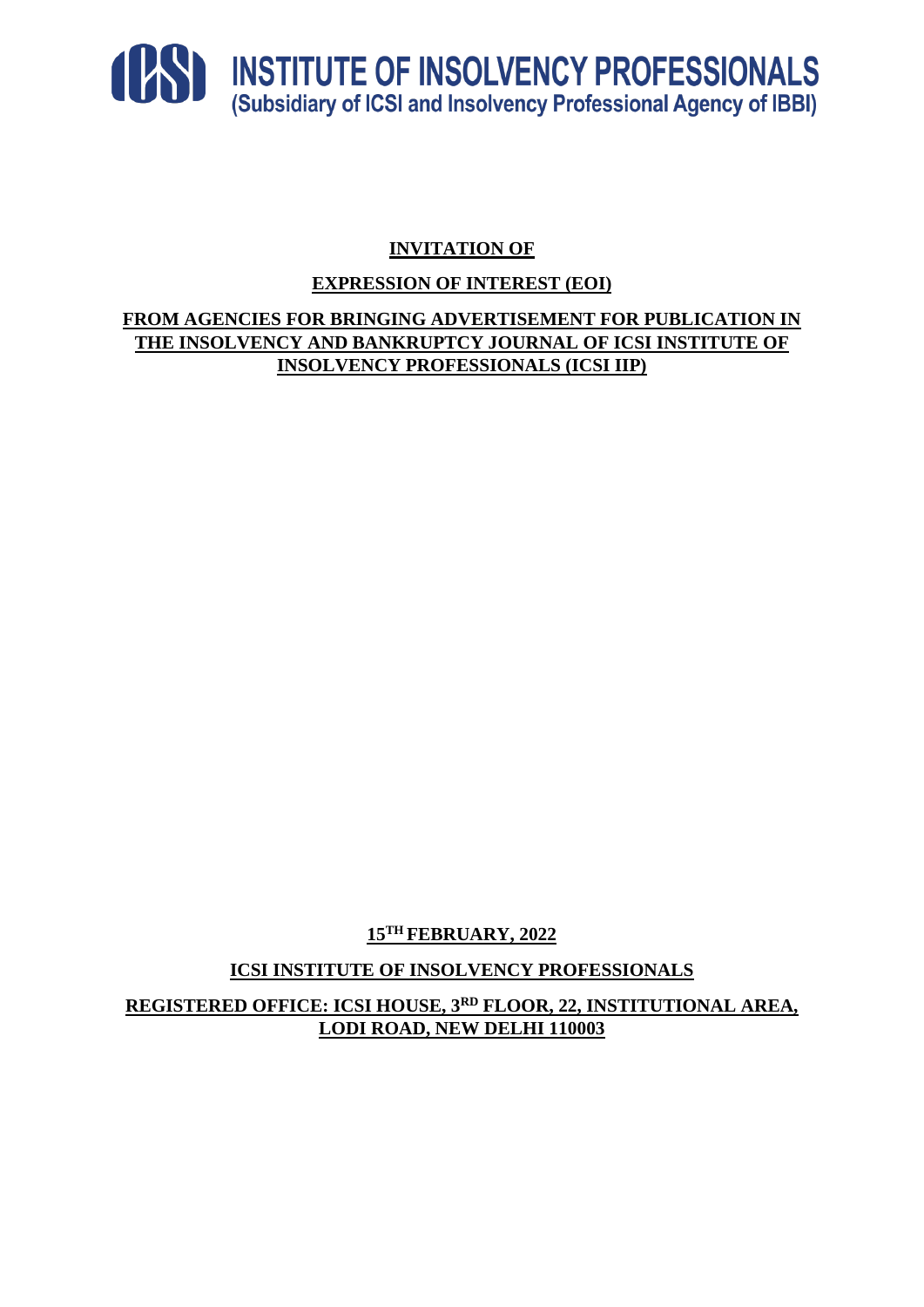**ICSI INSTITUTE OF INSOLVENCY PROFESSIONALS**
**(Subsidiary of ICSI and Insolvency Professional Agency of IBBI)**

# INVITATION OF

# EXPRESSION OF INTEREST (EOI)

## FROM AGENCIES FOR BRINGING ADVERTISEMENT FOR PUBLICATION IN THE INSOLVENCY AND BANKRUPTCY JOURNAL OF ICSI INSTITUTE OF INSOLVENCY PROFESSIONALS (ICSI IIP)

**15TH FEBRUARY, 2022**

**ICSI INSTITUTE OF INSOLVENCY PROFESSIONALS**

**REGISTERED OFFICE: ICSI HOUSE, 3RD FLOOR, 22, INSTITUTIONAL AREA, LODI ROAD, NEW DELHI 110003**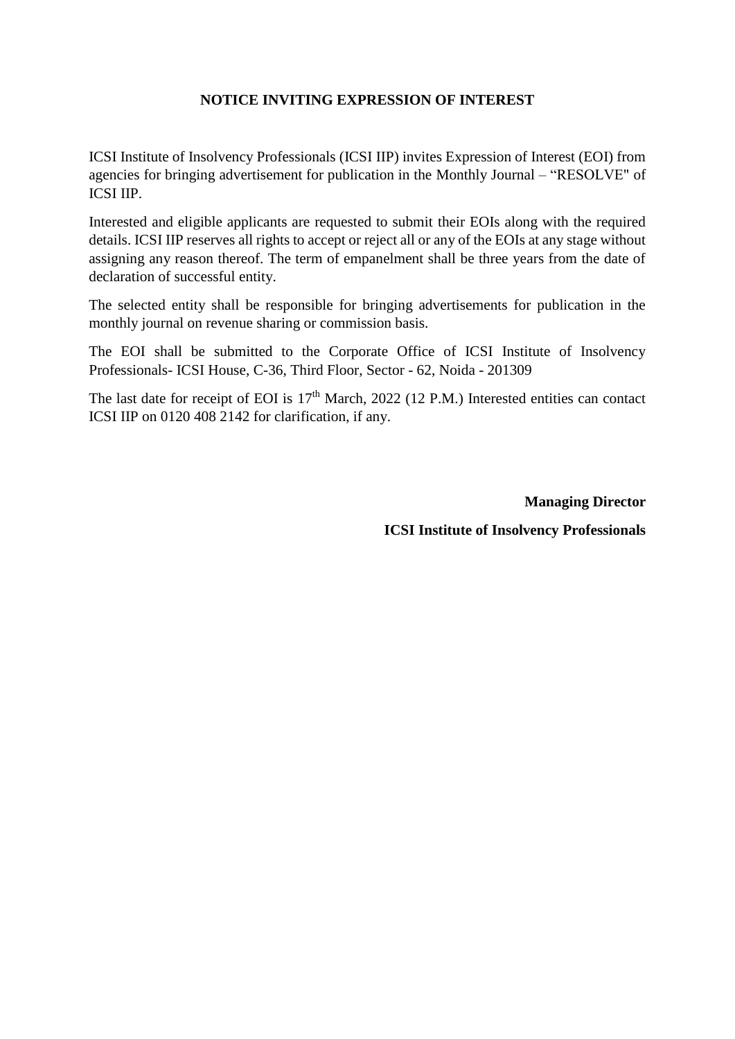# NOTICE INVITING EXPRESSION OF INTEREST

ICSI Institute of Insolvency Professionals (ICSI IIP) invites Expression of Interest (EOI) from agencies for bringing advertisement for publication in the Monthly Journal – "RESOLVE" of ICSI IIP.

Interested and eligible applicants are requested to submit their EOIs along with the required details. ICSI IIP reserves all rights to accept or reject all or any of the EOIs at any stage without assigning any reason thereof. The term of empanelment shall be three years from the date of declaration of successful entity.

The selected entity shall be responsible for bringing advertisements for publication in the monthly journal on revenue sharing or commission basis.

The EOI shall be submitted to the Corporate Office of ICSI Institute of Insolvency Professionals- ICSI House, C-36, Third Floor, Sector - 62, Noida - 201309

The last date for receipt of EOI is 17th March, 2022 (12 P.M.) Interested entities can contact ICSI IIP on 0120 408 2142 for clarification, if any.

**Managing Director**

**ICSI Institute of Insolvency Professionals**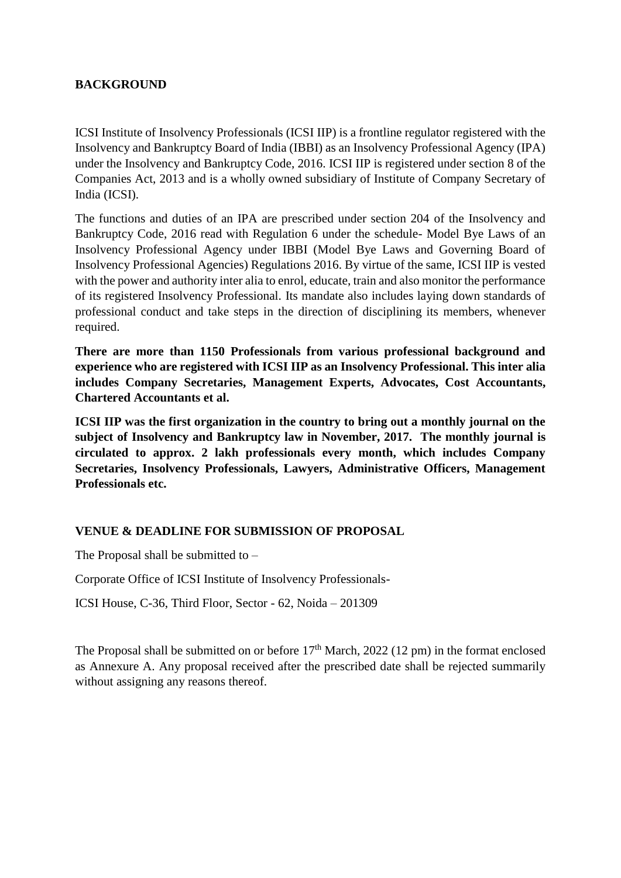## BACKGROUND

ICSI Institute of Insolvency Professionals (ICSI IIP) is a frontline regulator registered with the Insolvency and Bankruptcy Board of India (IBBI) as an Insolvency Professional Agency (IPA) under the Insolvency and Bankruptcy Code, 2016. ICSI IIP is registered under section 8 of the Companies Act, 2013 and is a wholly owned subsidiary of Institute of Company Secretary of India (ICSI).

The functions and duties of an IPA are prescribed under section 204 of the Insolvency and Bankruptcy Code, 2016 read with Regulation 6 under the schedule- Model Bye Laws of an Insolvency Professional Agency under IBBI (Model Bye Laws and Governing Board of Insolvency Professional Agencies) Regulations 2016. By virtue of the same, ICSI IIP is vested with the power and authority inter alia to enrol, educate, train and also monitor the performance of its registered Insolvency Professional. Its mandate also includes laying down standards of professional conduct and take steps in the direction of disciplining its members, whenever required.

**There are more than 1150 Professionals from various professional background and experience who are registered with ICSI IIP as an Insolvency Professional. This inter alia includes Company Secretaries, Management Experts, Advocates, Cost Accountants, Chartered Accountants et al.**

**ICSI IIP was the first organization in the country to bring out a monthly journal on the subject of Insolvency and Bankruptcy law in November, 2017. The monthly journal is circulated to approx. 2 lakh professionals every month, which includes Company Secretaries, Insolvency Professionals, Lawyers, Administrative Officers, Management Professionals etc.**

## VENUE & DEADLINE FOR SUBMISSION OF PROPOSAL

The Proposal shall be submitted to –

Corporate Office of ICSI Institute of Insolvency Professionals-

ICSI House, C-36, Third Floor, Sector - 62, Noida – 201309

The Proposal shall be submitted on or before 17th March, 2022 (12 pm) in the format enclosed as Annexure A. Any proposal received after the prescribed date shall be rejected summarily without assigning any reasons thereof.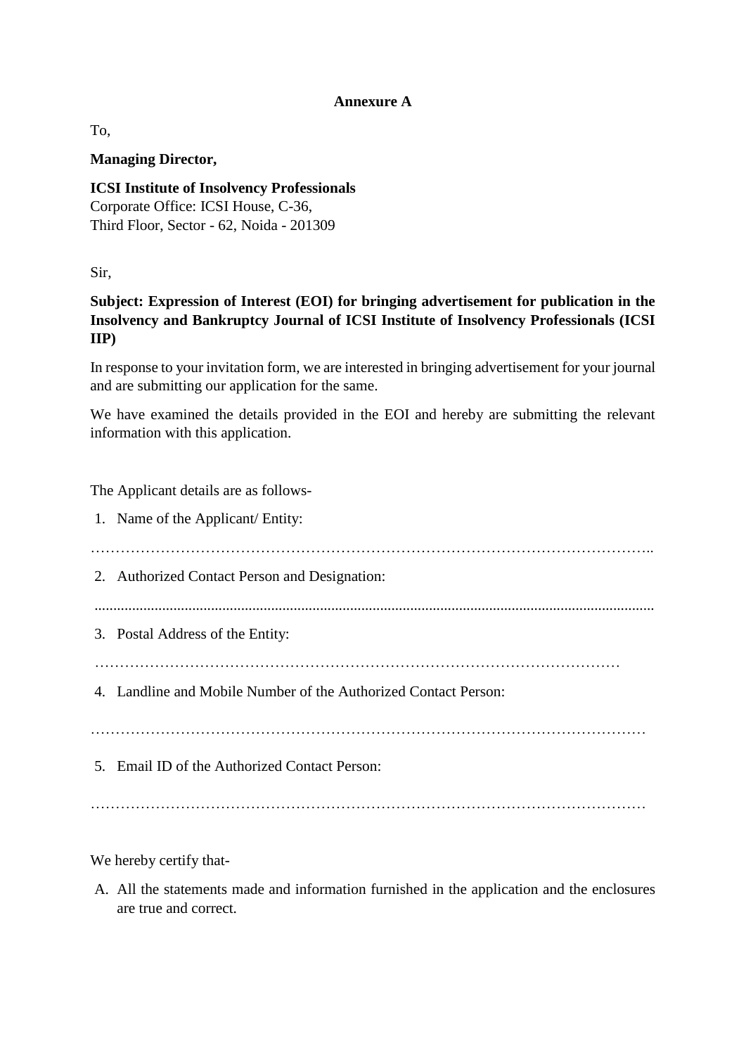**Annexure A**

To,

**Managing Director,**

**ICSI Institute of Insolvency Professionals**
Corporate Office: ICSI House, C-36,
Third Floor, Sector - 62, Noida - 201309

Sir,

**Subject: Expression of Interest (EOI) for bringing advertisement for publication in the Insolvency and Bankruptcy Journal of ICSI Institute of Insolvency Professionals (ICSI IIP)**

In response to your invitation form, we are interested in bringing advertisement for your journal and are submitting our application for the same.

We have examined the details provided in the EOI and hereby are submitting the relevant information with this application.

The Applicant details are as follows-

1. Name of the Applicant/ Entity:

…………………………………………………………………………………………………..

2. Authorized Contact Person and Designation:

......................................................................................................................................................

3. Postal Address of the Entity:

………………………………………………………………………………………………

4. Landline and Mobile Number of the Authorized Contact Person:

…………………………………………………………………………………………………

5. Email ID of the Authorized Contact Person:

…………………………………………………………………………………………………

We hereby certify that-

A. All the statements made and information furnished in the application and the enclosures are true and correct.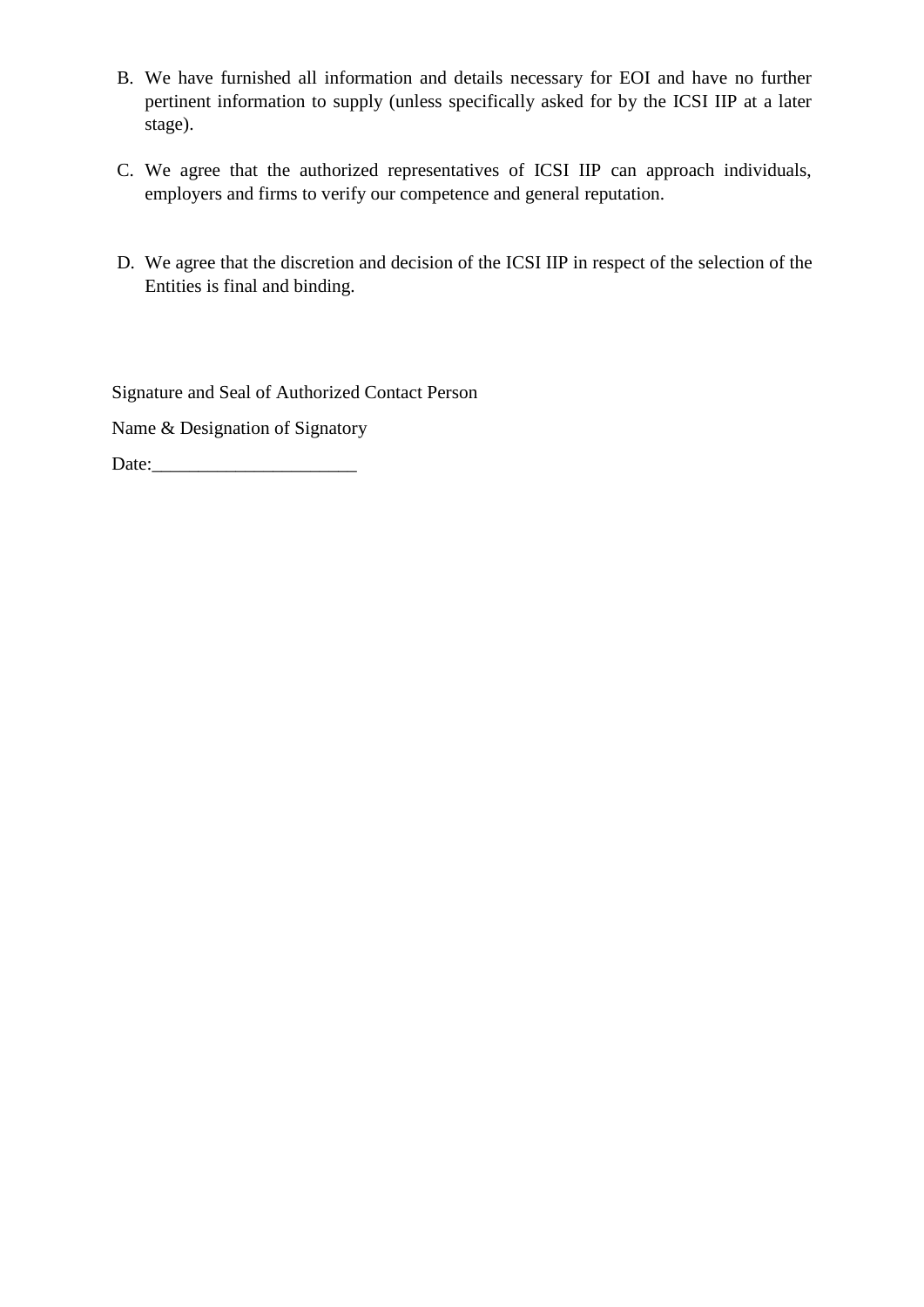B. We have furnished all information and details necessary for EOI and have no further pertinent information to supply (unless specifically asked for by the ICSI IIP at a later stage).

C. We agree that the authorized representatives of ICSI IIP can approach individuals, employers and firms to verify our competence and general reputation.

D. We agree that the discretion and decision of the ICSI IIP in respect of the selection of the Entities is final and binding.

Signature and Seal of Authorized Contact Person

Name & Designation of Signatory

Date:_____________________